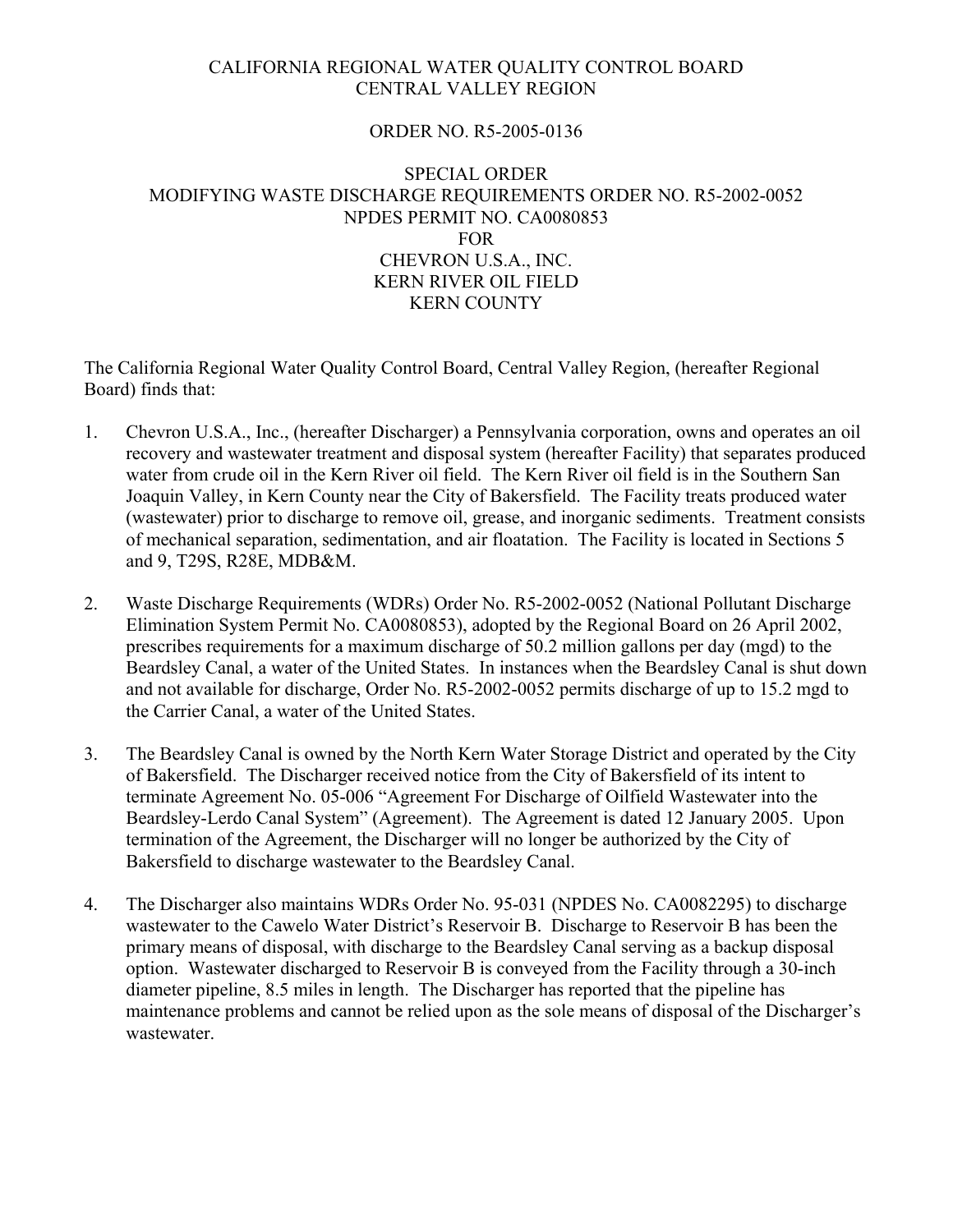CALIFORNIA REGIONAL WATER QUALITY CONTROL BOARD
CENTRAL VALLEY REGION

ORDER NO. R5-2005-0136

SPECIAL ORDER
MODIFYING WASTE DISCHARGE REQUIREMENTS ORDER NO. R5-2002-0052
NPDES PERMIT NO. CA0080853
FOR
CHEVRON U.S.A., INC.
KERN RIVER OIL FIELD
KERN COUNTY

The California Regional Water Quality Control Board, Central Valley Region, (hereafter Regional Board) finds that:

1. Chevron U.S.A., Inc., (hereafter Discharger) a Pennsylvania corporation, owns and operates an oil recovery and wastewater treatment and disposal system (hereafter Facility) that separates produced water from crude oil in the Kern River oil field. The Kern River oil field is in the Southern San Joaquin Valley, in Kern County near the City of Bakersfield. The Facility treats produced water (wastewater) prior to discharge to remove oil, grease, and inorganic sediments. Treatment consists of mechanical separation, sedimentation, and air floatation. The Facility is located in Sections 5 and 9, T29S, R28E, MDB&M.

2. Waste Discharge Requirements (WDRs) Order No. R5-2002-0052 (National Pollutant Discharge Elimination System Permit No. CA0080853), adopted by the Regional Board on 26 April 2002, prescribes requirements for a maximum discharge of 50.2 million gallons per day (mgd) to the Beardsley Canal, a water of the United States. In instances when the Beardsley Canal is shut down and not available for discharge, Order No. R5-2002-0052 permits discharge of up to 15.2 mgd to the Carrier Canal, a water of the United States.

3. The Beardsley Canal is owned by the North Kern Water Storage District and operated by the City of Bakersfield. The Discharger received notice from the City of Bakersfield of its intent to terminate Agreement No. 05-006 "Agreement For Discharge of Oilfield Wastewater into the Beardsley-Lerdo Canal System" (Agreement). The Agreement is dated 12 January 2005. Upon termination of the Agreement, the Discharger will no longer be authorized by the City of Bakersfield to discharge wastewater to the Beardsley Canal.

4. The Discharger also maintains WDRs Order No. 95-031 (NPDES No. CA0082295) to discharge wastewater to the Cawelo Water District's Reservoir B. Discharge to Reservoir B has been the primary means of disposal, with discharge to the Beardsley Canal serving as a backup disposal option. Wastewater discharged to Reservoir B is conveyed from the Facility through a 30-inch diameter pipeline, 8.5 miles in length. The Discharger has reported that the pipeline has maintenance problems and cannot be relied upon as the sole means of disposal of the Discharger's wastewater.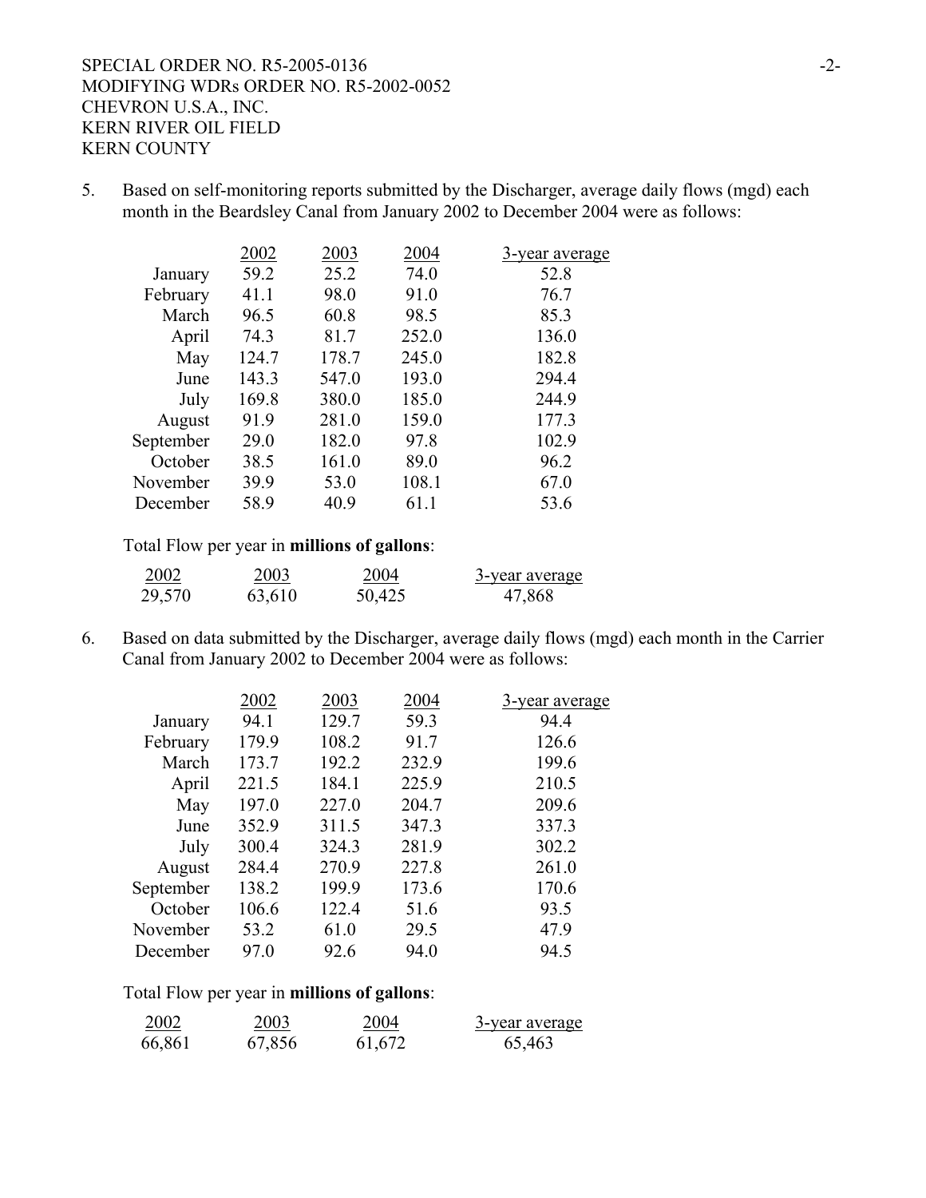5. Based on self-monitoring reports submitted by the Discharger, average daily flows (mgd) each month in the Beardsley Canal from January 2002 to December 2004 were as follows:

| | 2002 | 2003 | 2004 | 3-year average |
|---|---|---|---|---|
| January | 59.2 | 25.2 | 74.0 | 52.8 |
| February | 41.1 | 98.0 | 91.0 | 76.7 |
| March | 96.5 | 60.8 | 98.5 | 85.3 |
| April | 74.3 | 81.7 | 252.0 | 136.0 |
| May | 124.7 | 178.7 | 245.0 | 182.8 |
| June | 143.3 | 547.0 | 193.0 | 294.4 |
| July | 169.8 | 380.0 | 185.0 | 244.9 |
| August | 91.9 | 281.0 | 159.0 | 177.3 |
| September | 29.0 | 182.0 | 97.8 | 102.9 |
| October | 38.5 | 161.0 | 89.0 | 96.2 |
| November | 39.9 | 53.0 | 108.1 | 67.0 |
| December | 58.9 | 40.9 | 61.1 | 53.6 |

Total Flow per year in **millions of gallons**:

| 2002 | 2003 | 2004 | 3-year average |
|---|---|---|---|
| 29,570 | 63,610 | 50,425 | 47,868 |

6. Based on data submitted by the Discharger, average daily flows (mgd) each month in the Carrier Canal from January 2002 to December 2004 were as follows:

| | 2002 | 2003 | 2004 | 3-year average |
|---|---|---|---|---|
| January | 94.1 | 129.7 | 59.3 | 94.4 |
| February | 179.9 | 108.2 | 91.7 | 126.6 |
| March | 173.7 | 192.2 | 232.9 | 199.6 |
| April | 221.5 | 184.1 | 225.9 | 210.5 |
| May | 197.0 | 227.0 | 204.7 | 209.6 |
| June | 352.9 | 311.5 | 347.3 | 337.3 |
| July | 300.4 | 324.3 | 281.9 | 302.2 |
| August | 284.4 | 270.9 | 227.8 | 261.0 |
| September | 138.2 | 199.9 | 173.6 | 170.6 |
| October | 106.6 | 122.4 | 51.6 | 93.5 |
| November | 53.2 | 61.0 | 29.5 | 47.9 |
| December | 97.0 | 92.6 | 94.0 | 94.5 |

Total Flow per year in **millions of gallons**:

| 2002 | 2003 | 2004 | 3-year average |
|---|---|---|---|
| 66,861 | 67,856 | 61,672 | 65,463 |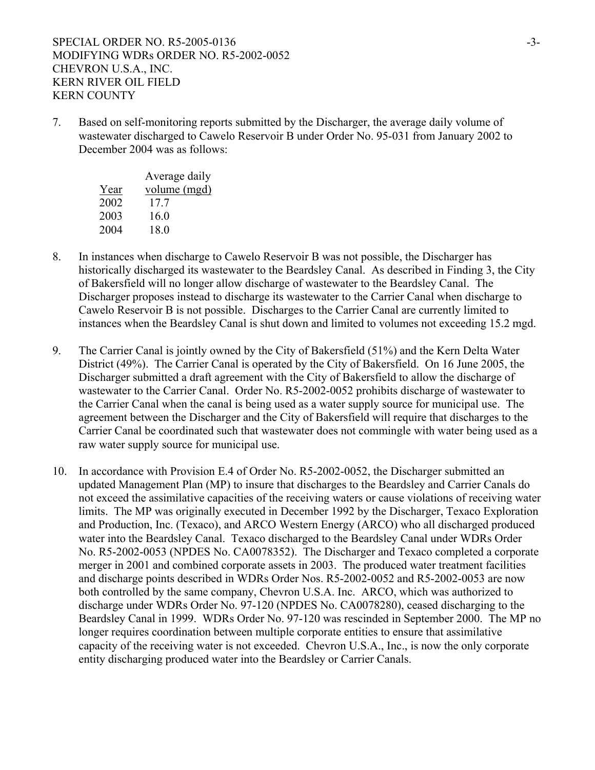7. Based on self-monitoring reports submitted by the Discharger, the average daily volume of wastewater discharged to Cawelo Reservoir B under Order No. 95-031 from January 2002 to December 2004 was as follows:

| Year | Average daily volume (mgd) |
|---|---|
| 2002 | 17.7 |
| 2003 | 16.0 |
| 2004 | 18.0 |

8. In instances when discharge to Cawelo Reservoir B was not possible, the Discharger has historically discharged its wastewater to the Beardsley Canal. As described in Finding 3, the City of Bakersfield will no longer allow discharge of wastewater to the Beardsley Canal. The Discharger proposes instead to discharge its wastewater to the Carrier Canal when discharge to Cawelo Reservoir B is not possible. Discharges to the Carrier Canal are currently limited to instances when the Beardsley Canal is shut down and limited to volumes not exceeding 15.2 mgd.

9. The Carrier Canal is jointly owned by the City of Bakersfield (51%) and the Kern Delta Water District (49%). The Carrier Canal is operated by the City of Bakersfield. On 16 June 2005, the Discharger submitted a draft agreement with the City of Bakersfield to allow the discharge of wastewater to the Carrier Canal. Order No. R5-2002-0052 prohibits discharge of wastewater to the Carrier Canal when the canal is being used as a water supply source for municipal use. The agreement between the Discharger and the City of Bakersfield will require that discharges to the Carrier Canal be coordinated such that wastewater does not commingle with water being used as a raw water supply source for municipal use.

10. In accordance with Provision E.4 of Order No. R5-2002-0052, the Discharger submitted an updated Management Plan (MP) to insure that discharges to the Beardsley and Carrier Canals do not exceed the assimilative capacities of the receiving waters or cause violations of receiving water limits. The MP was originally executed in December 1992 by the Discharger, Texaco Exploration and Production, Inc. (Texaco), and ARCO Western Energy (ARCO) who all discharged produced water into the Beardsley Canal. Texaco discharged to the Beardsley Canal under WDRs Order No. R5-2002-0053 (NPDES No. CA0078352). The Discharger and Texaco completed a corporate merger in 2001 and combined corporate assets in 2003. The produced water treatment facilities and discharge points described in WDRs Order Nos. R5-2002-0052 and R5-2002-0053 are now both controlled by the same company, Chevron U.S.A. Inc. ARCO, which was authorized to discharge under WDRs Order No. 97-120 (NPDES No. CA0078280), ceased discharging to the Beardsley Canal in 1999. WDRs Order No. 97-120 was rescinded in September 2000. The MP no longer requires coordination between multiple corporate entities to ensure that assimilative capacity of the receiving water is not exceeded. Chevron U.S.A., Inc., is now the only corporate entity discharging produced water into the Beardsley or Carrier Canals.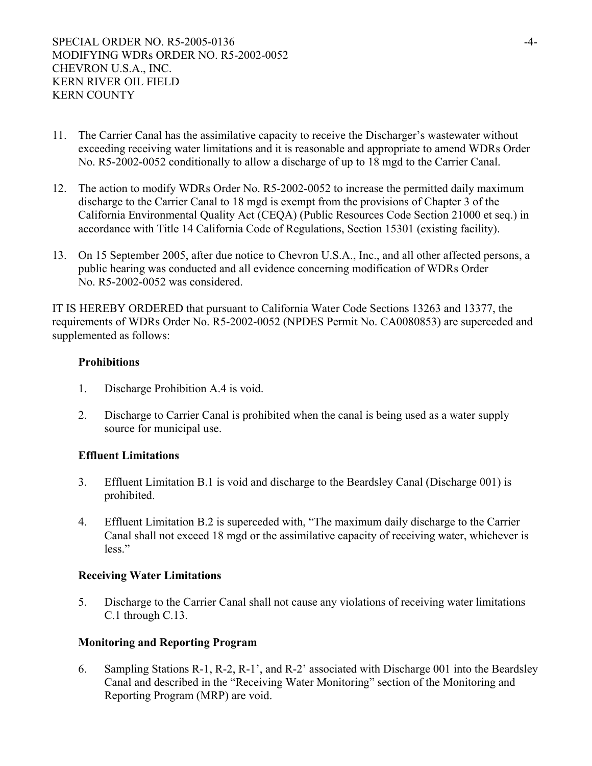11. The Carrier Canal has the assimilative capacity to receive the Discharger's wastewater without exceeding receiving water limitations and it is reasonable and appropriate to amend WDRs Order No. R5-2002-0052 conditionally to allow a discharge of up to 18 mgd to the Carrier Canal.

12. The action to modify WDRs Order No. R5-2002-0052 to increase the permitted daily maximum discharge to the Carrier Canal to 18 mgd is exempt from the provisions of Chapter 3 of the California Environmental Quality Act (CEQA) (Public Resources Code Section 21000 et seq.) in accordance with Title 14 California Code of Regulations, Section 15301 (existing facility).

13. On 15 September 2005, after due notice to Chevron U.S.A., Inc., and all other affected persons, a public hearing was conducted and all evidence concerning modification of WDRs Order No. R5-2002-0052 was considered.

IT IS HEREBY ORDERED that pursuant to California Water Code Sections 13263 and 13377, the requirements of WDRs Order No. R5-2002-0052 (NPDES Permit No. CA0080853) are superceded and supplemented as follows:

**Prohibitions**

1. Discharge Prohibition A.4 is void.

2. Discharge to Carrier Canal is prohibited when the canal is being used as a water supply source for municipal use.

**Effluent Limitations**

3. Effluent Limitation B.1 is void and discharge to the Beardsley Canal (Discharge 001) is prohibited.

4. Effluent Limitation B.2 is superceded with, "The maximum daily discharge to the Carrier Canal shall not exceed 18 mgd or the assimilative capacity of receiving water, whichever is less."

**Receiving Water Limitations**

5. Discharge to the Carrier Canal shall not cause any violations of receiving water limitations C.1 through C.13.

**Monitoring and Reporting Program**

6. Sampling Stations R-1, R-2, R-1', and R-2' associated with Discharge 001 into the Beardsley Canal and described in the "Receiving Water Monitoring" section of the Monitoring and Reporting Program (MRP) are void.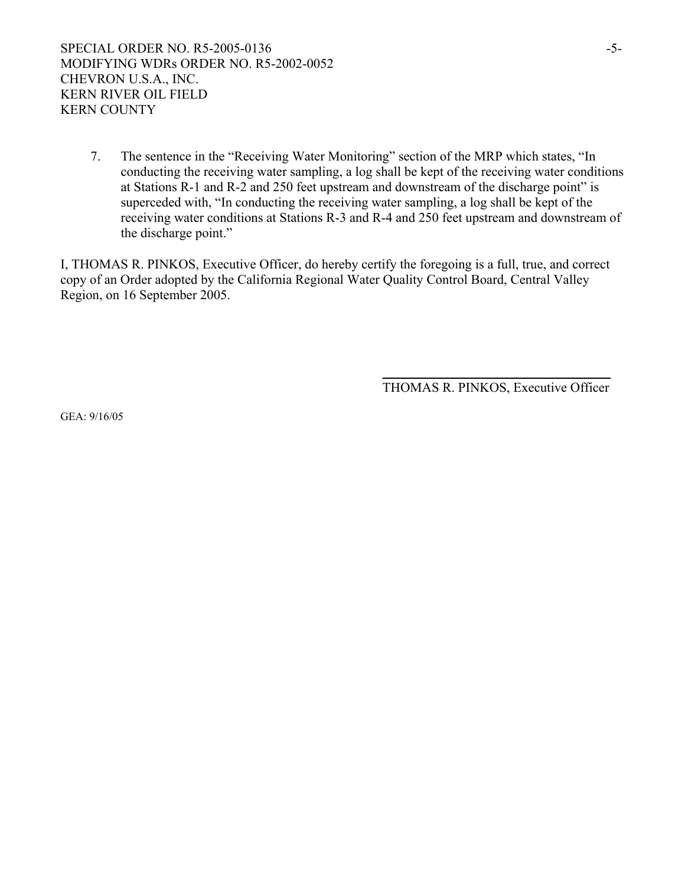7. The sentence in the "Receiving Water Monitoring" section of the MRP which states, "In conducting the receiving water sampling, a log shall be kept of the receiving water conditions at Stations R-1 and R-2 and 250 feet upstream and downstream of the discharge point" is superceded with, "In conducting the receiving water sampling, a log shall be kept of the receiving water conditions at Stations R-3 and R-4 and 250 feet upstream and downstream of the discharge point."

I, THOMAS R. PINKOS, Executive Officer, do hereby certify the foregoing is a full, true, and correct copy of an Order adopted by the California Regional Water Quality Control Board, Central Valley Region, on 16 September 2005.

THOMAS R. PINKOS, Executive Officer

GEA: 9/16/05